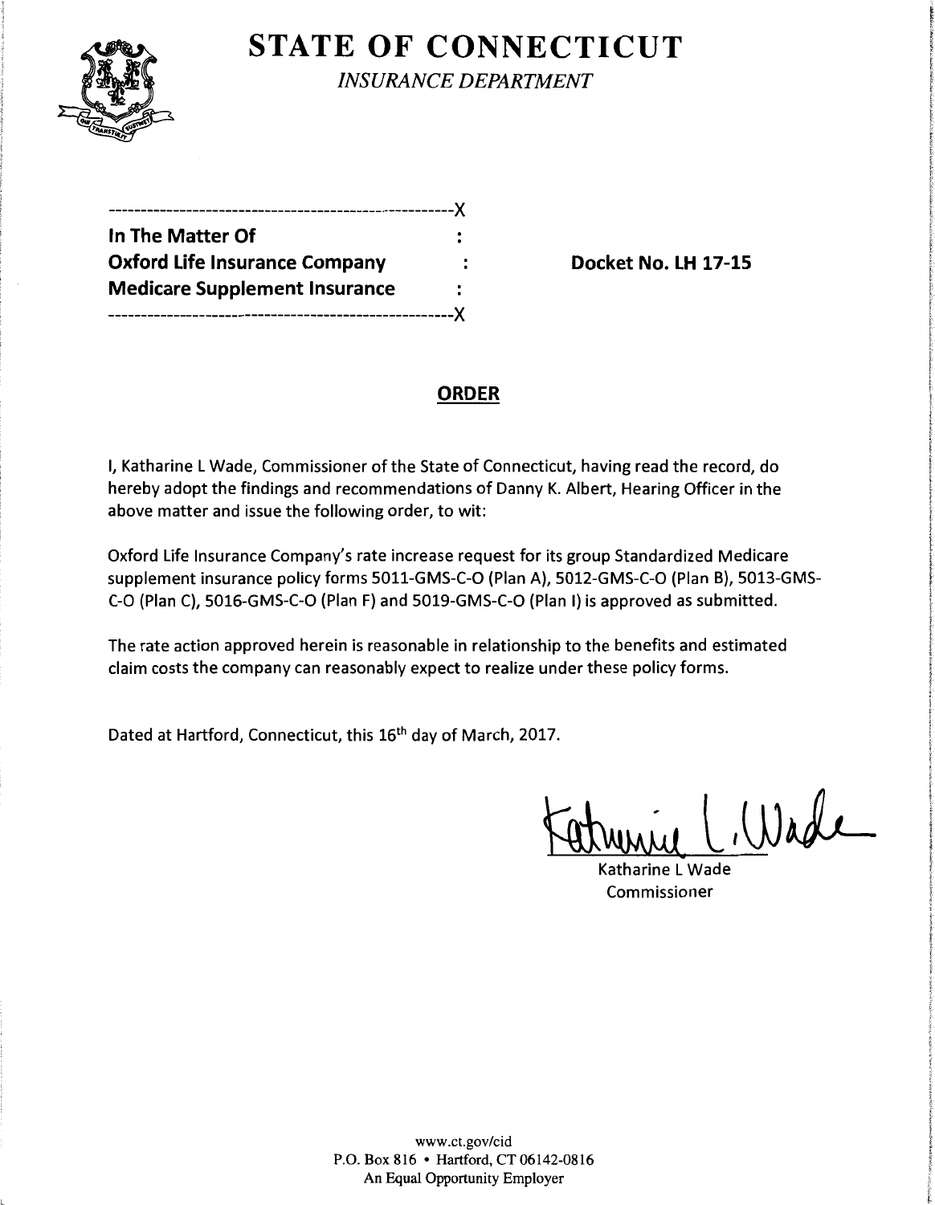# STATE OF CONNECTICUT

*INSURANCE DEPARTMENT*

---X

**In The Matter Of** :
**Oxford Life Insurance Company** : **Docket No. LH 17-15**
**Medicare Supplement Insurance** :

---X

## ORDER

I, Katharine L Wade, Commissioner of the State of Connecticut, having read the record, do hereby adopt the findings and recommendations of Danny K. Albert, Hearing Officer in the above matter and issue the following order, to wit:

Oxford Life Insurance Company's rate increase request for its group Standardized Medicare supplement insurance policy forms 5011-GMS-C-O (Plan A), 5012-GMS-C-O (Plan B), 5013-GMS-C-O (Plan C), 5016-GMS-C-O (Plan F) and 5019-GMS-C-O (Plan I) is approved as submitted.

The rate action approved herein is reasonable in relationship to the benefits and estimated claim costs the company can reasonably expect to realize under these policy forms.

Dated at Hartford, Connecticut, this 16th day of March, 2017.

Katharine L Wade
Commissioner

www.ct.gov/cid
P.O. Box 816 • Hartford, CT 06142-0816
An Equal Opportunity Employer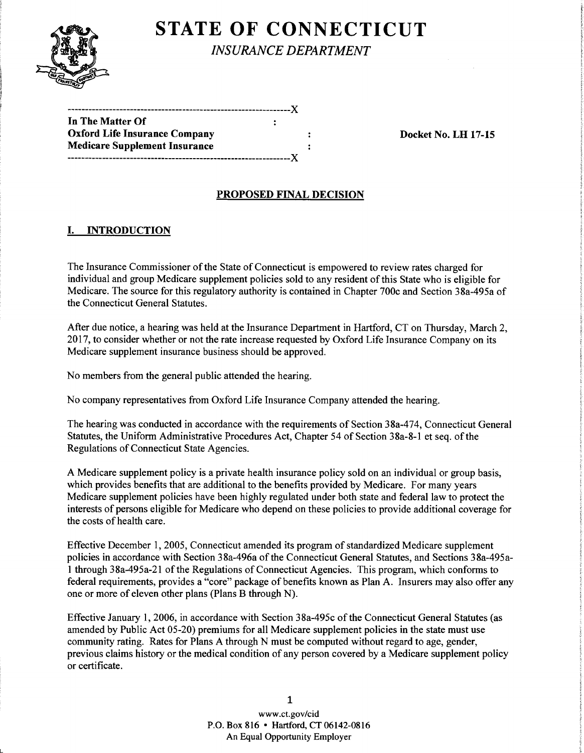# STATE OF CONNECTICUT

*INSURANCE DEPARTMENT*

```
---------------------------------------------------------------X
In The Matter Of                                   :
Oxford Life Insurance Company                      :        Docket No. LH 17-15
Medicare Supplement Insurance                      :
---------------------------------------------------------------X
```

## PROPOSED FINAL DECISION

### I. INTRODUCTION

The Insurance Commissioner of the State of Connecticut is empowered to review rates charged for individual and group Medicare supplement policies sold to any resident of this State who is eligible for Medicare. The source for this regulatory authority is contained in Chapter 700c and Section 38a-495a of the Connecticut General Statutes.

After due notice, a hearing was held at the Insurance Department in Hartford, CT on Thursday, March 2, 2017, to consider whether or not the rate increase requested by Oxford Life Insurance Company on its Medicare supplement insurance business should be approved.

No members from the general public attended the hearing.

No company representatives from Oxford Life Insurance Company attended the hearing.

The hearing was conducted in accordance with the requirements of Section 38a-474, Connecticut General Statutes, the Uniform Administrative Procedures Act, Chapter 54 of Section 38a-8-1 et seq. of the Regulations of Connecticut State Agencies.

A Medicare supplement policy is a private health insurance policy sold on an individual or group basis, which provides benefits that are additional to the benefits provided by Medicare. For many years Medicare supplement policies have been highly regulated under both state and federal law to protect the interests of persons eligible for Medicare who depend on these policies to provide additional coverage for the costs of health care.

Effective December 1, 2005, Connecticut amended its program of standardized Medicare supplement policies in accordance with Section 38a-496a of the Connecticut General Statutes, and Sections 38a-495a-1 through 38a-495a-21 of the Regulations of Connecticut Agencies. This program, which conforms to federal requirements, provides a "core" package of benefits known as Plan A. Insurers may also offer any one or more of eleven other plans (Plans B through N).

Effective January 1, 2006, in accordance with Section 38a-495c of the Connecticut General Statutes (as amended by Public Act 05-20) premiums for all Medicare supplement policies in the state must use community rating. Rates for Plans A through N must be computed without regard to age, gender, previous claims history or the medical condition of any person covered by a Medicare supplement policy or certificate.

www.ct.gov/cid
P.O. Box 816 • Hartford, CT 06142-0816
An Equal Opportunity Employer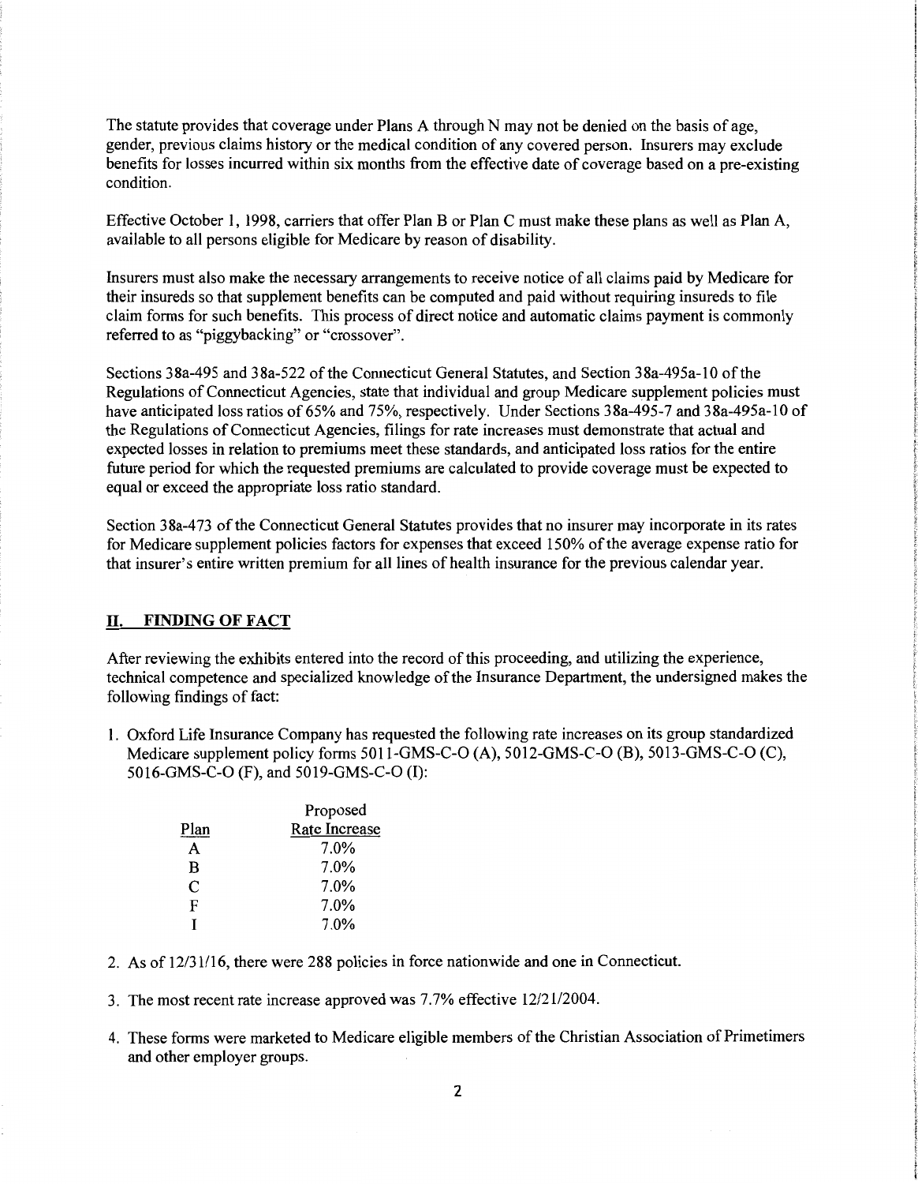The statute provides that coverage under Plans A through N may not be denied on the basis of age, gender, previous claims history or the medical condition of any covered person. Insurers may exclude benefits for losses incurred within six months from the effective date of coverage based on a pre-existing condition.

Effective October 1, 1998, carriers that offer Plan B or Plan C must make these plans as well as Plan A, available to all persons eligible for Medicare by reason of disability.

Insurers must also make the necessary arrangements to receive notice of all claims paid by Medicare for their insureds so that supplement benefits can be computed and paid without requiring insureds to file claim forms for such benefits. This process of direct notice and automatic claims payment is commonly referred to as "piggybacking" or "crossover".

Sections 38a-495 and 38a-522 of the Connecticut General Statutes, and Section 38a-495a-10 of the Regulations of Connecticut Agencies, state that individual and group Medicare supplement policies must have anticipated loss ratios of 65% and 75%, respectively. Under Sections 38a-495-7 and 38a-495a-10 of the Regulations of Connecticut Agencies, filings for rate increases must demonstrate that actual and expected losses in relation to premiums meet these standards, and anticipated loss ratios for the entire future period for which the requested premiums are calculated to provide coverage must be expected to equal or exceed the appropriate loss ratio standard.

Section 38a-473 of the Connecticut General Statutes provides that no insurer may incorporate in its rates for Medicare supplement policies factors for expenses that exceed 150% of the average expense ratio for that insurer's entire written premium for all lines of health insurance for the previous calendar year.

## II. FINDING OF FACT

After reviewing the exhibits entered into the record of this proceeding, and utilizing the experience, technical competence and specialized knowledge of the Insurance Department, the undersigned makes the following findings of fact:

1. Oxford Life Insurance Company has requested the following rate increases on its group standardized Medicare supplement policy forms 5011-GMS-C-O (A), 5012-GMS-C-O (B), 5013-GMS-C-O (C), 5016-GMS-C-O (F), and 5019-GMS-C-O (I):

| Plan | Proposed Rate Increase |
|---|---|
| A | 7.0% |
| B | 7.0% |
| C | 7.0% |
| F | 7.0% |
| I | 7.0% |

2. As of 12/31/16, there were 288 policies in force nationwide and one in Connecticut.

3. The most recent rate increase approved was 7.7% effective 12/21/2004.

4. These forms were marketed to Medicare eligible members of the Christian Association of Primetimers and other employer groups.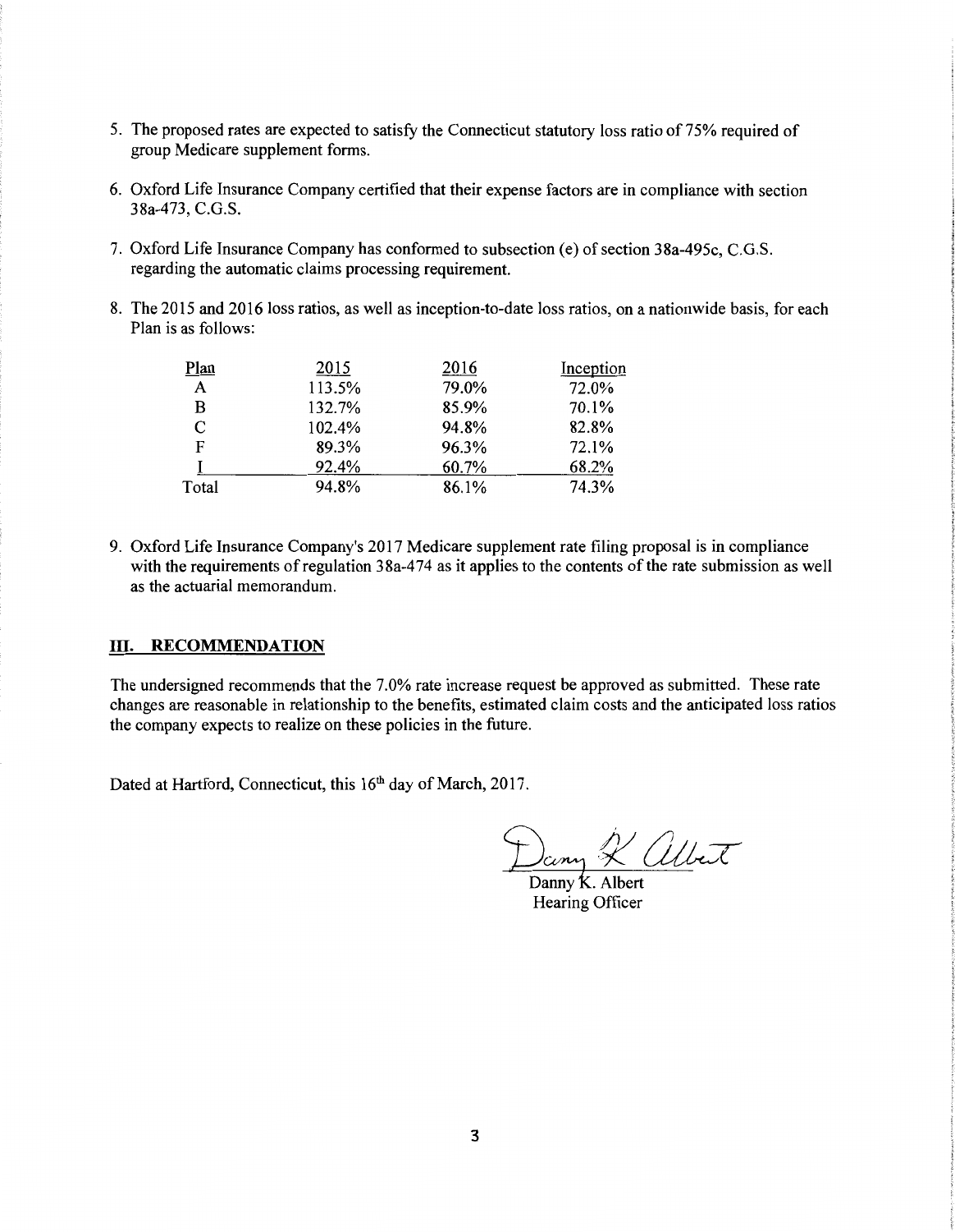5. The proposed rates are expected to satisfy the Connecticut statutory loss ratio of 75% required of group Medicare supplement forms.

6. Oxford Life Insurance Company certified that their expense factors are in compliance with section 38a-473, C.G.S.

7. Oxford Life Insurance Company has conformed to subsection (e) of section 38a-495c, C.G.S. regarding the automatic claims processing requirement.

8. The 2015 and 2016 loss ratios, as well as inception-to-date loss ratios, on a nationwide basis, for each Plan is as follows:

| Plan | 2015 | 2016 | Inception |
|---|---|---|---|
| A | 113.5% | 79.0% | 72.0% |
| B | 132.7% | 85.9% | 70.1% |
| C | 102.4% | 94.8% | 82.8% |
| F | 89.3% | 96.3% | 72.1% |
| I | 92.4% | 60.7% | 68.2% |
| Total | 94.8% | 86.1% | 74.3% |

9. Oxford Life Insurance Company's 2017 Medicare supplement rate filing proposal is in compliance with the requirements of regulation 38a-474 as it applies to the contents of the rate submission as well as the actuarial memorandum.

## III. RECOMMENDATION

The undersigned recommends that the 7.0% rate increase request be approved as submitted. These rate changes are reasonable in relationship to the benefits, estimated claim costs and the anticipated loss ratios the company expects to realize on these policies in the future.

Dated at Hartford, Connecticut, this 16th day of March, 2017.

Danny K. Albert
Hearing Officer